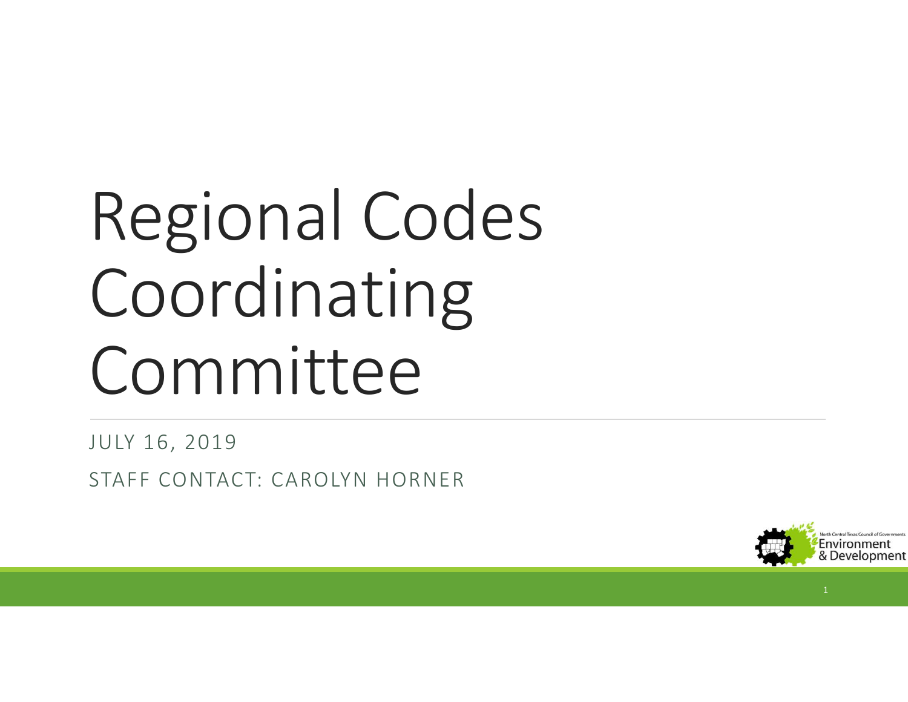# Regional Codes Coordinating Committee

JULY 16, 2019

STAFF CONTACT: CAROLYN HORNER

North Central Texas Council of Governments Environment & Development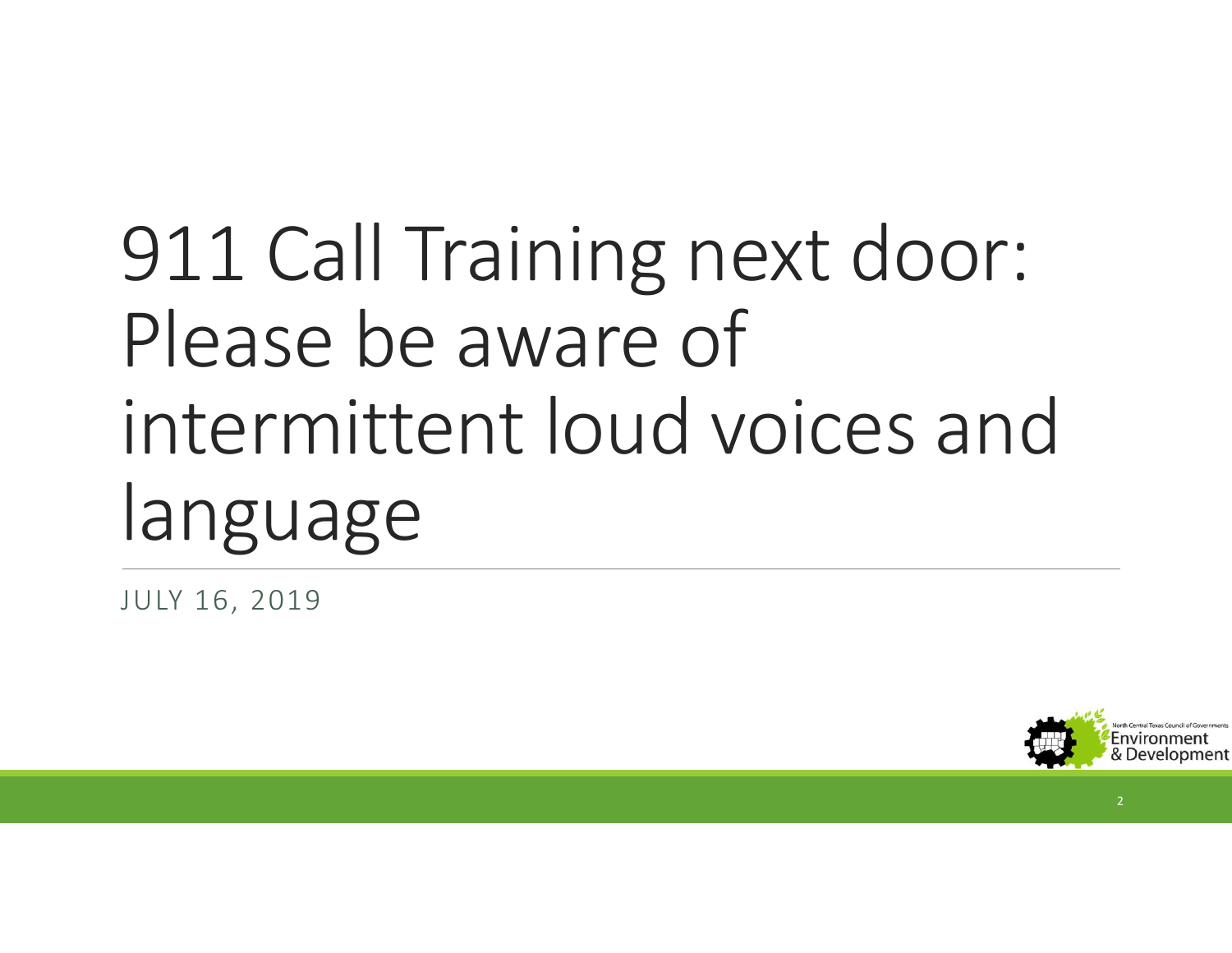# 911 Call Training next door: Please be aware of intermittent loud voices and language

JULY 16, 2019

North Central Texas Council of Governments
Environment & Development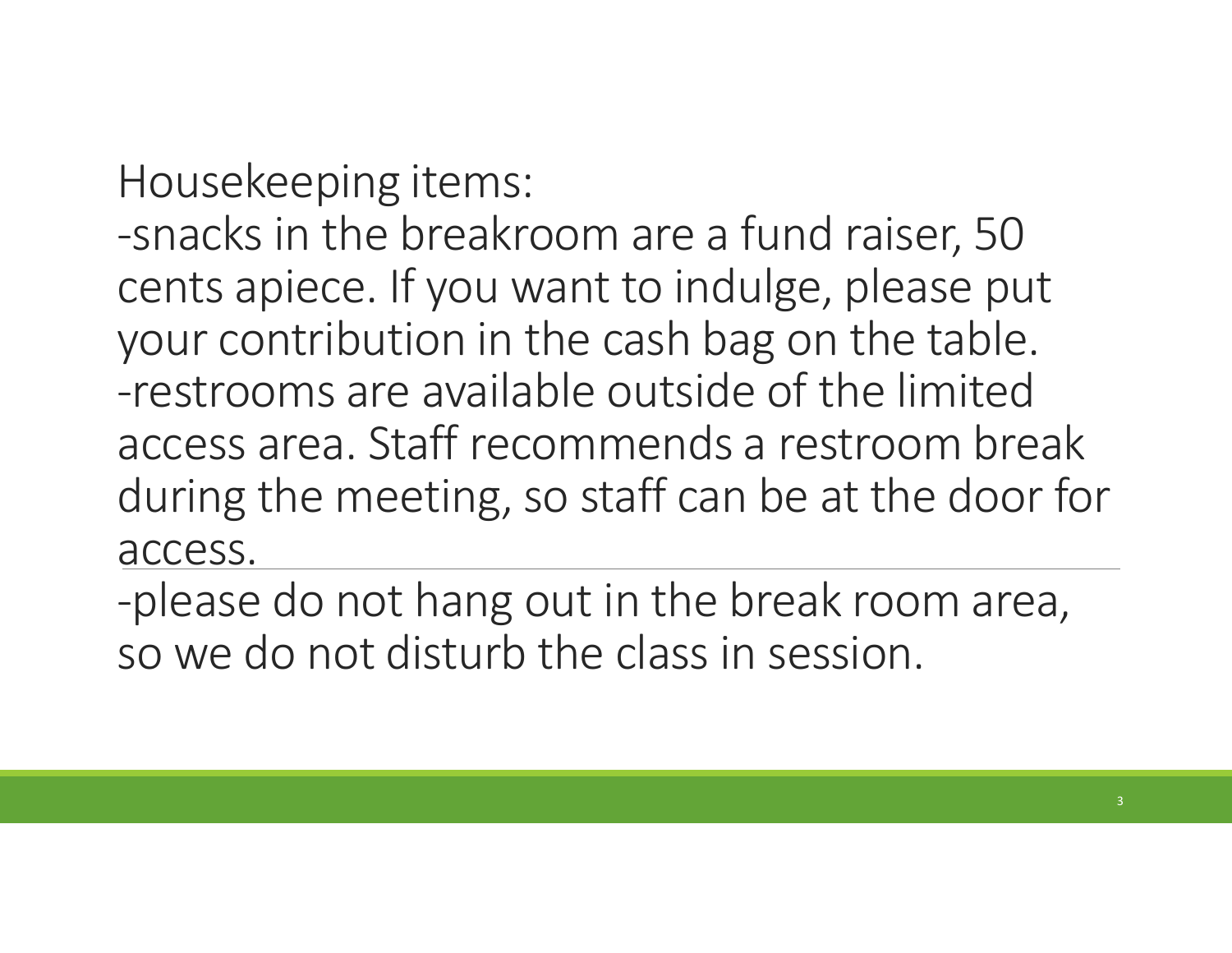Housekeeping items:

-snacks in the breakroom are a fund raiser, 50 cents apiece. If you want to indulge, please put your contribution in the cash bag on the table.

-restrooms are available outside of the limited access area. Staff recommends a restroom break during the meeting, so staff can be at the door for access.

-please do not hang out in the break room area, so we do not disturb the class in session.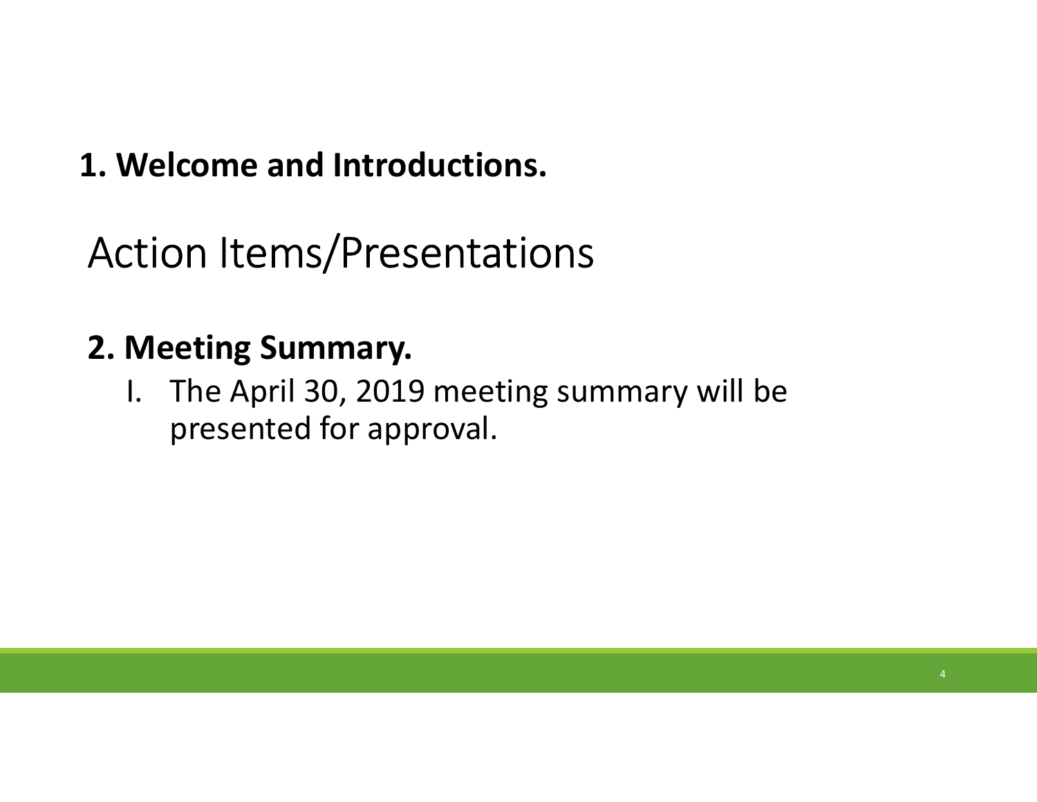**1. Welcome and Introductions.**

# Action Items/Presentations

## 2. Meeting Summary.

I. The April 30, 2019 meeting summary will be presented for approval.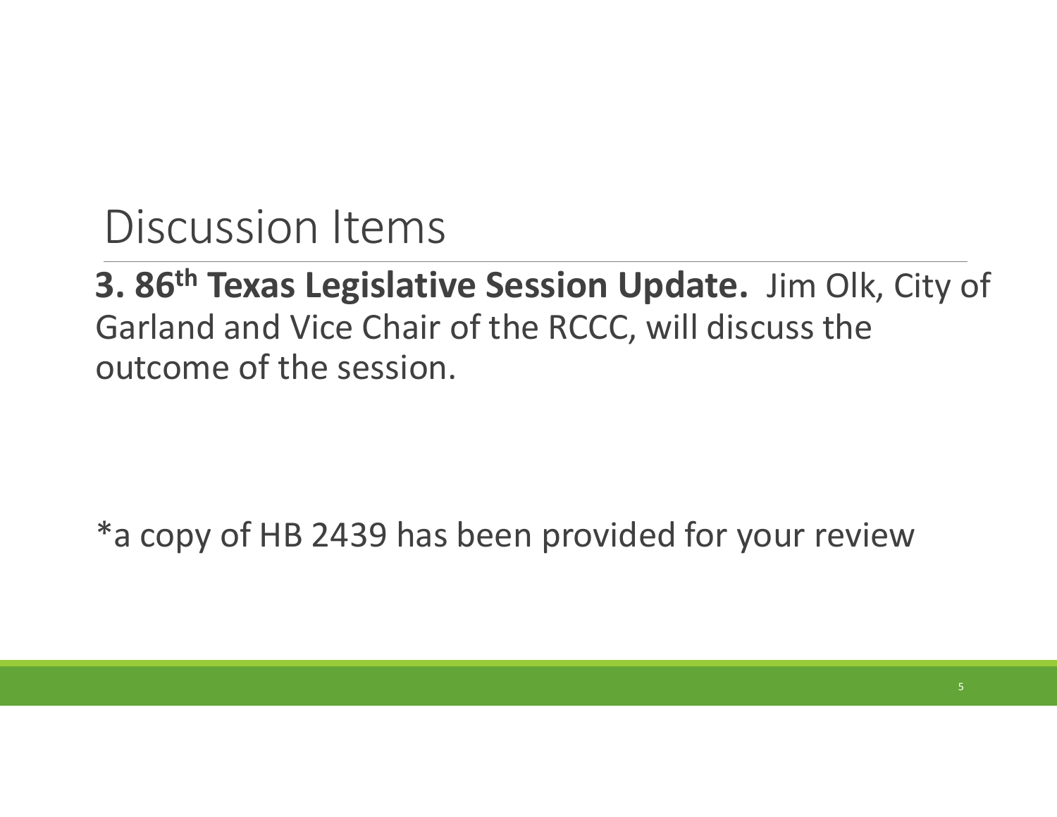# Discussion Items

**3. 86th Texas Legislative Session Update.** Jim Olk, City of Garland and Vice Chair of the RCCC, will discuss the outcome of the session.

*a copy of HB 2439 has been provided for your review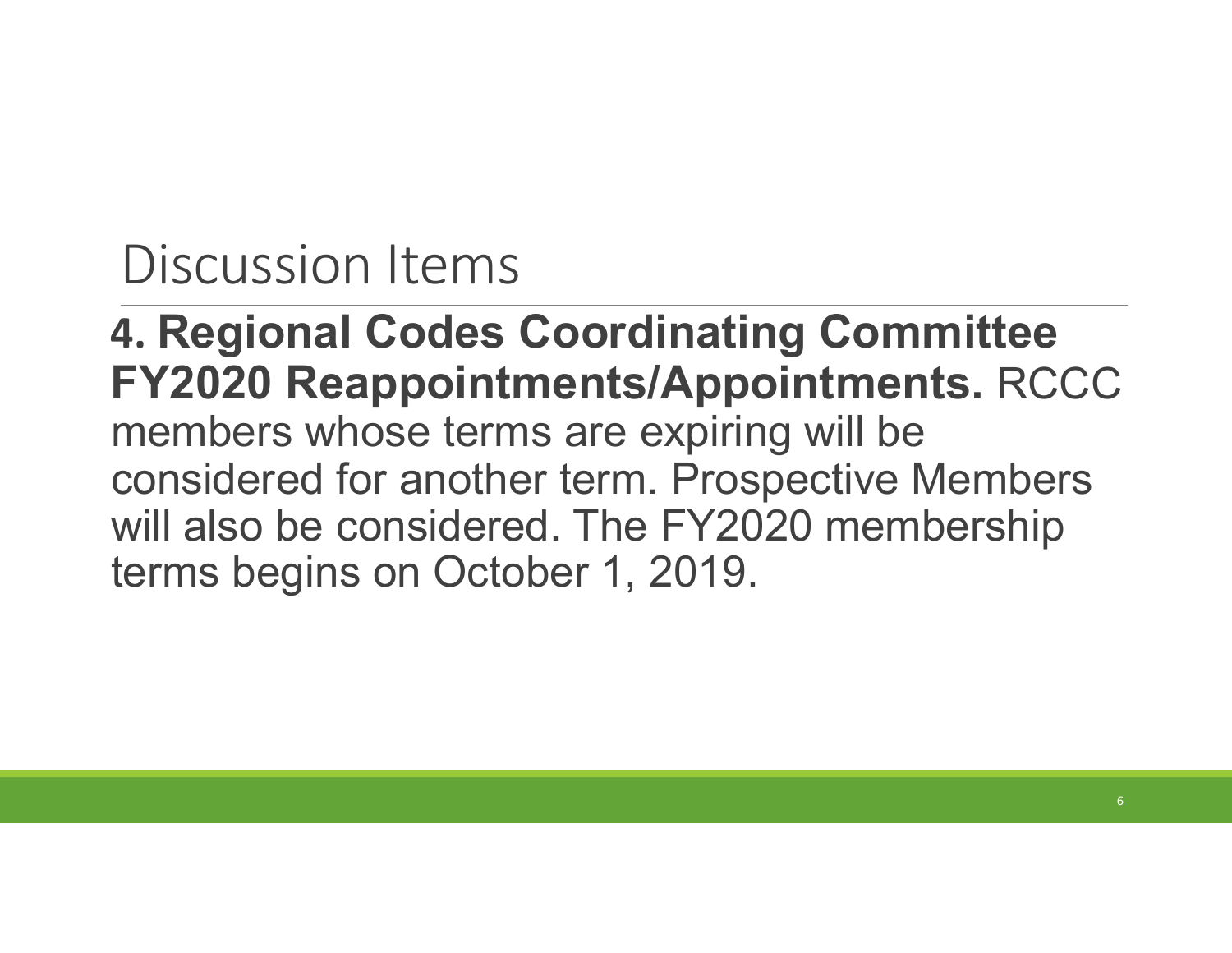# Discussion Items

**4. Regional Codes Coordinating Committee FY2020 Reappointments/Appointments.** RCCC members whose terms are expiring will be considered for another term. Prospective Members will also be considered. The FY2020 membership terms begins on October 1, 2019.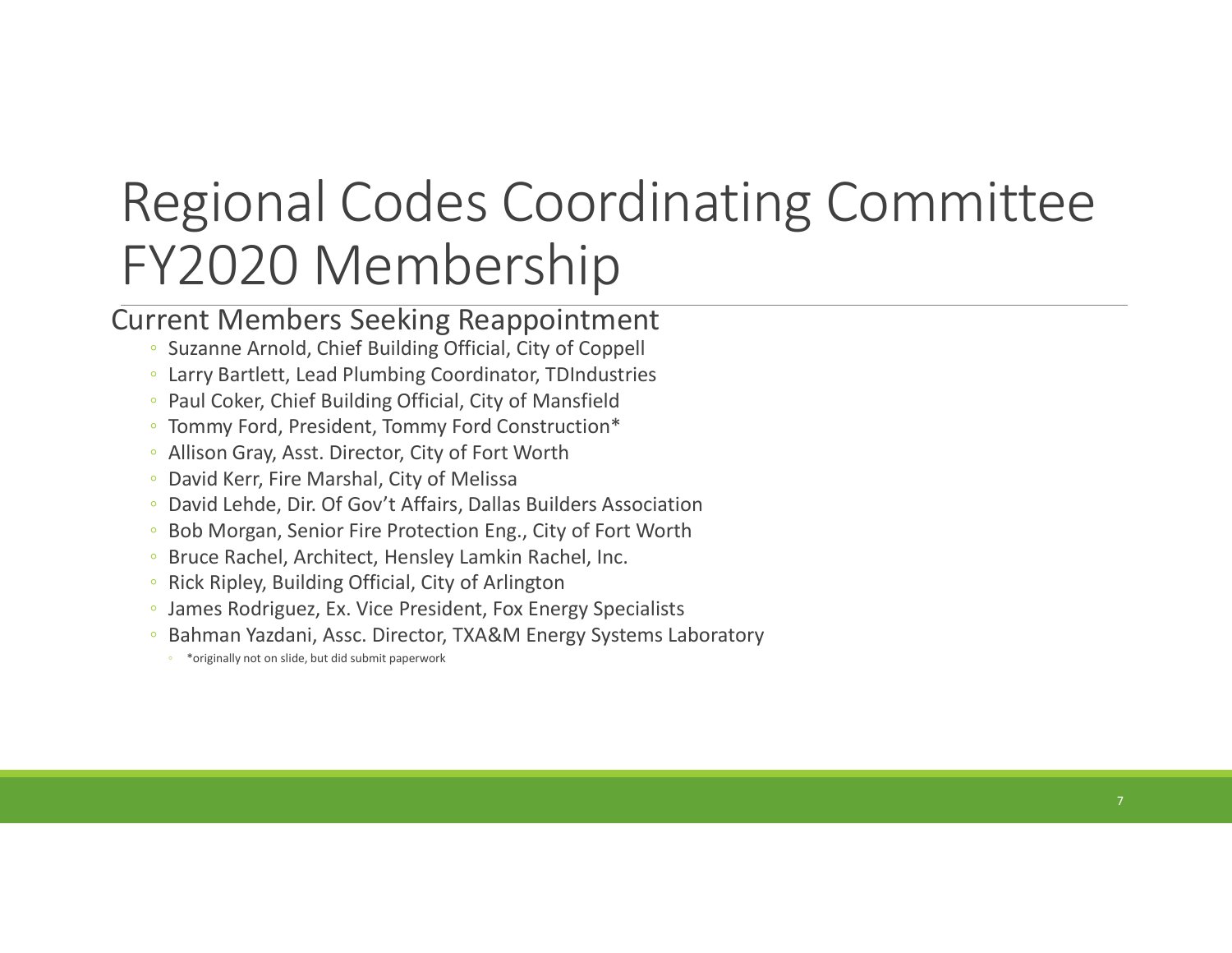# Regional Codes Coordinating Committee FY2020 Membership

## Current Members Seeking Reappointment

- Suzanne Arnold, Chief Building Official, City of Coppell
- Larry Bartlett, Lead Plumbing Coordinator, TDIndustries
- Paul Coker, Chief Building Official, City of Mansfield
- Tommy Ford, President, Tommy Ford Construction*
- Allison Gray, Asst. Director, City of Fort Worth
- David Kerr, Fire Marshal, City of Melissa
- David Lehde, Dir. Of Gov't Affairs, Dallas Builders Association
- Bob Morgan, Senior Fire Protection Eng., City of Fort Worth
- Bruce Rachel, Architect, Hensley Lamkin Rachel, Inc.
- Rick Ripley, Building Official, City of Arlington
- James Rodriguez, Ex. Vice President, Fox Energy Specialists
- Bahman Yazdani, Assc. Director, TXA&M Energy Systems Laboratory
  - *originally not on slide, but did submit paperwork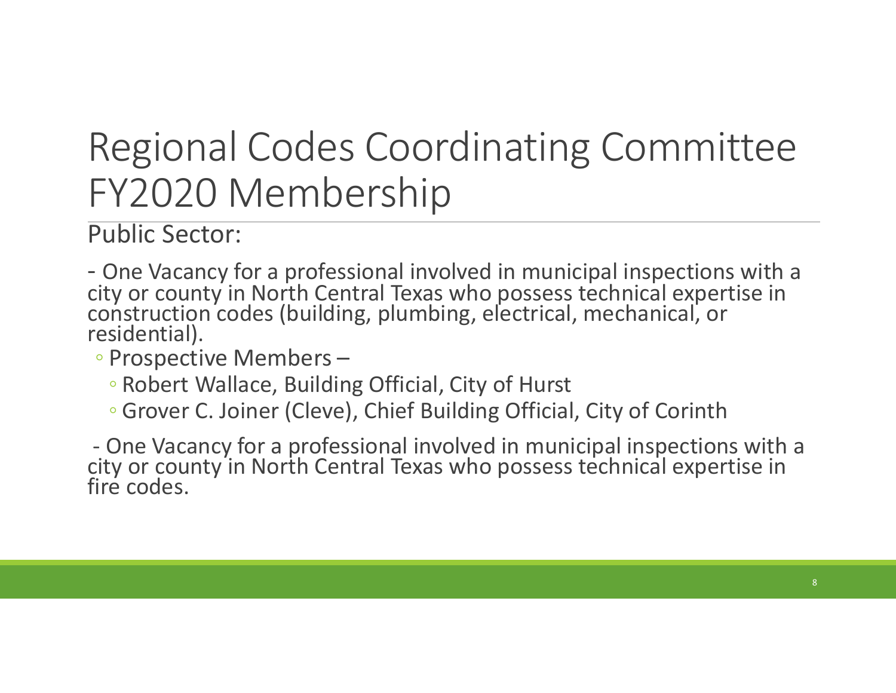# Regional Codes Coordinating Committee FY2020 Membership

Public Sector:

- One Vacancy for a professional involved in municipal inspections with a city or county in North Central Texas who possess technical expertise in construction codes (building, plumbing, electrical, mechanical, or residential).
  - Prospective Members –
    - Robert Wallace, Building Official, City of Hurst
    - Grover C. Joiner (Cleve), Chief Building Official, City of Corinth

- One Vacancy for a professional involved in municipal inspections with a city or county in North Central Texas who possess technical expertise in fire codes.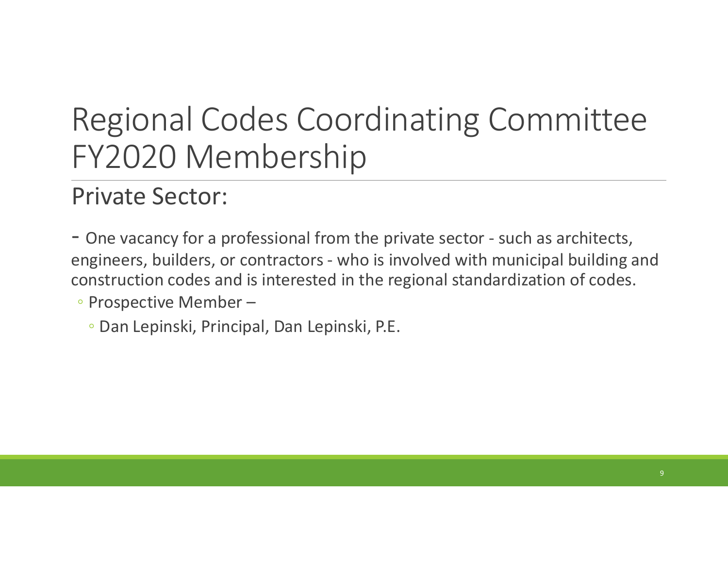# Regional Codes Coordinating Committee FY2020 Membership

## Private Sector:

- One vacancy for a professional from the private sector - such as architects, engineers, builders, or contractors - who is involved with municipal building and construction codes and is interested in the regional standardization of codes.
  - Prospective Member –
    - Dan Lepinski, Principal, Dan Lepinski, P.E.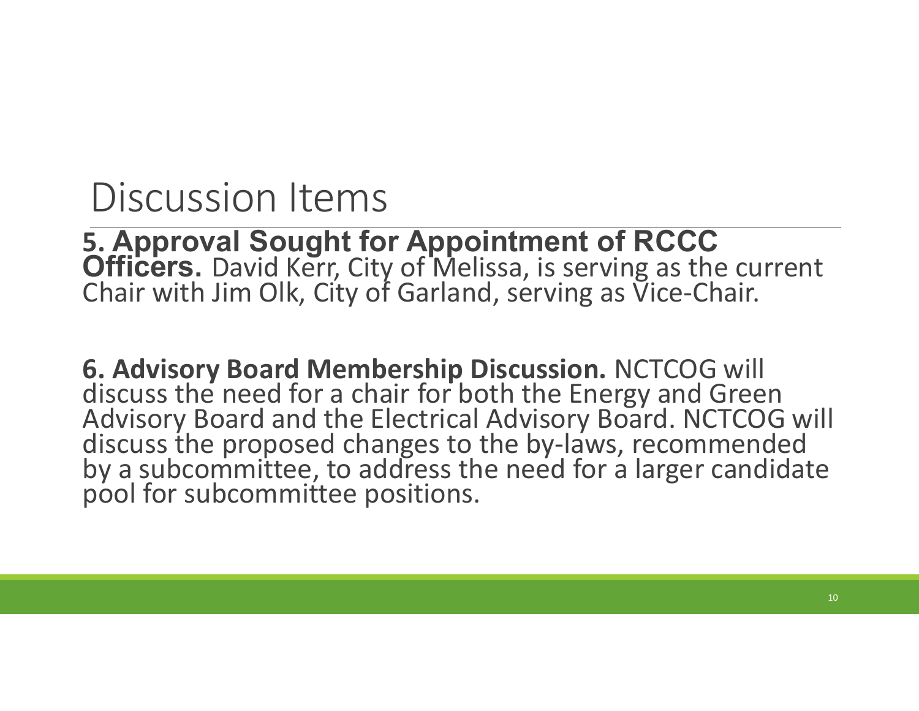# Discussion Items

**5. Approval Sought for Appointment of RCCC Officers.** David Kerr, City of Melissa, is serving as the current Chair with Jim Olk, City of Garland, serving as Vice-Chair.

**6. Advisory Board Membership Discussion.** NCTCOG will discuss the need for a chair for both the Energy and Green Advisory Board and the Electrical Advisory Board. NCTCOG will discuss the proposed changes to the by-laws, recommended by a subcommittee, to address the need for a larger candidate pool for subcommittee positions.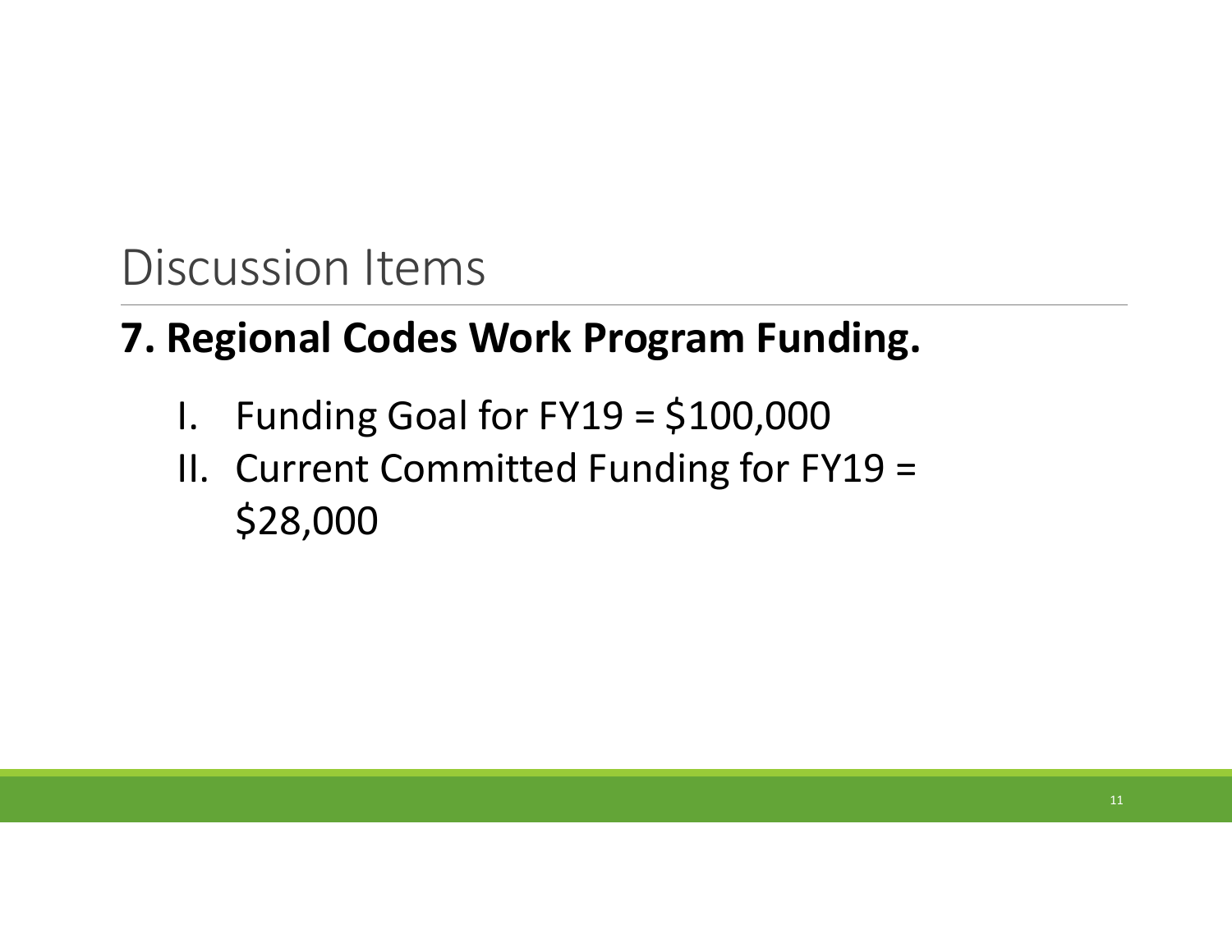# Discussion Items

## 7. Regional Codes Work Program Funding.

I. Funding Goal for FY19 = $100,000
II. Current Committed Funding for FY19 = $28,000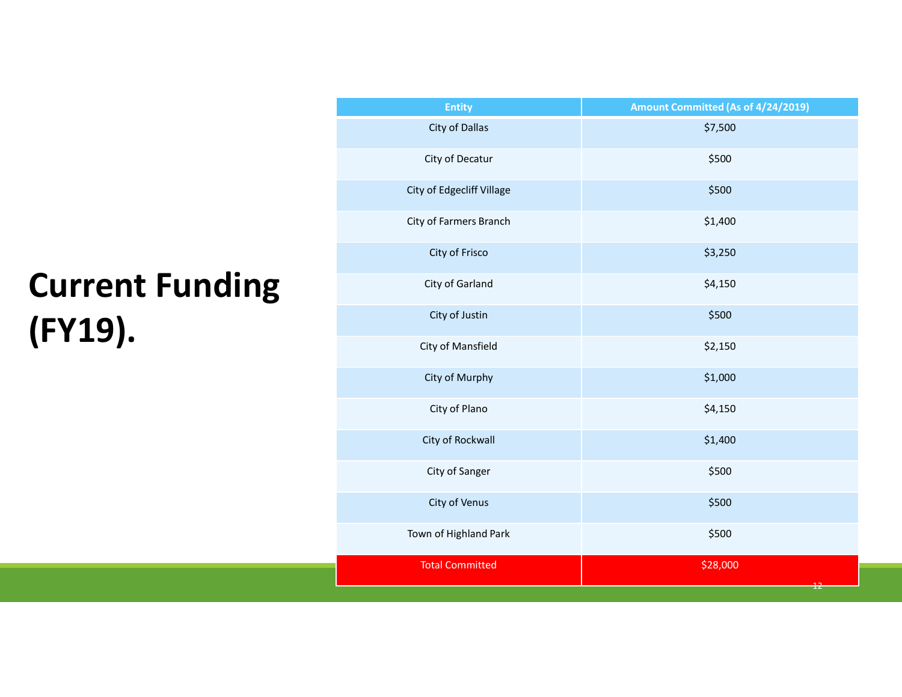# Current Funding (FY19).

| Entity | Amount Committed (As of 4/24/2019) |
|---|---|
| City of Dallas | $7,500 |
| City of Decatur | $500 |
| City of Edgecliff Village | $500 |
| City of Farmers Branch | $1,400 |
| City of Frisco | $3,250 |
| City of Garland | $4,150 |
| City of Justin | $500 |
| City of Mansfield | $2,150 |
| City of Murphy | $1,000 |
| City of Plano | $4,150 |
| City of Rockwall | $1,400 |
| City of Sanger | $500 |
| City of Venus | $500 |
| Town of Highland Park | $500 |
| Total Committed | $28,000 |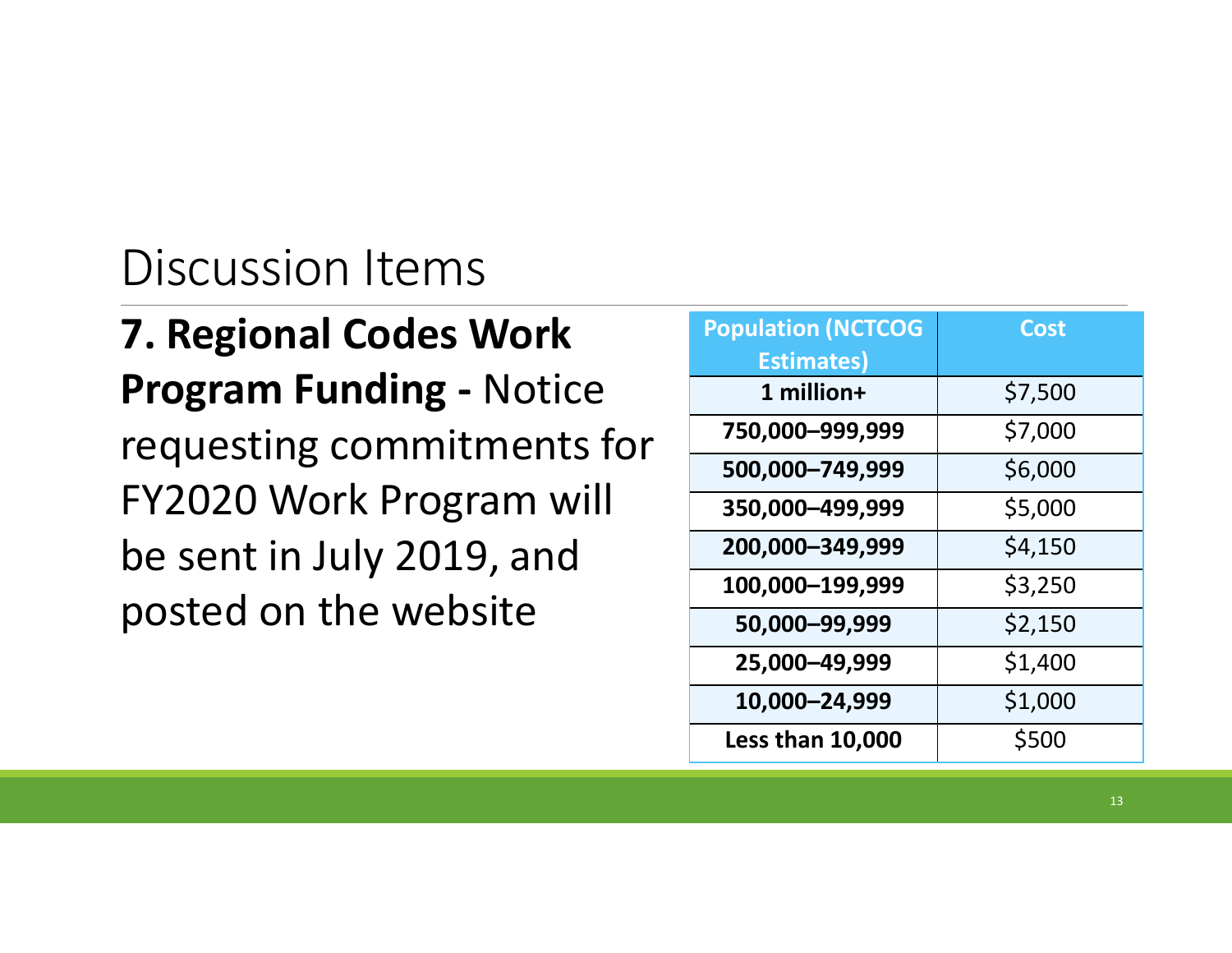# Discussion Items

**7. Regional Codes Work Program Funding -** Notice requesting commitments for FY2020 Work Program will be sent in July 2019, and posted on the website

| Population (NCTCOG Estimates) | Cost |
|---|---|
| **1 million+** | $7,500 |
| **750,000–999,999** | $7,000 |
| **500,000–749,999** | $6,000 |
| **350,000–499,999** | $5,000 |
| **200,000–349,999** | $4,150 |
| **100,000–199,999** | $3,250 |
| **50,000–99,999** | $2,150 |
| **25,000–49,999** | $1,400 |
| **10,000–24,999** | $1,000 |
| **Less than 10,000** | $500 |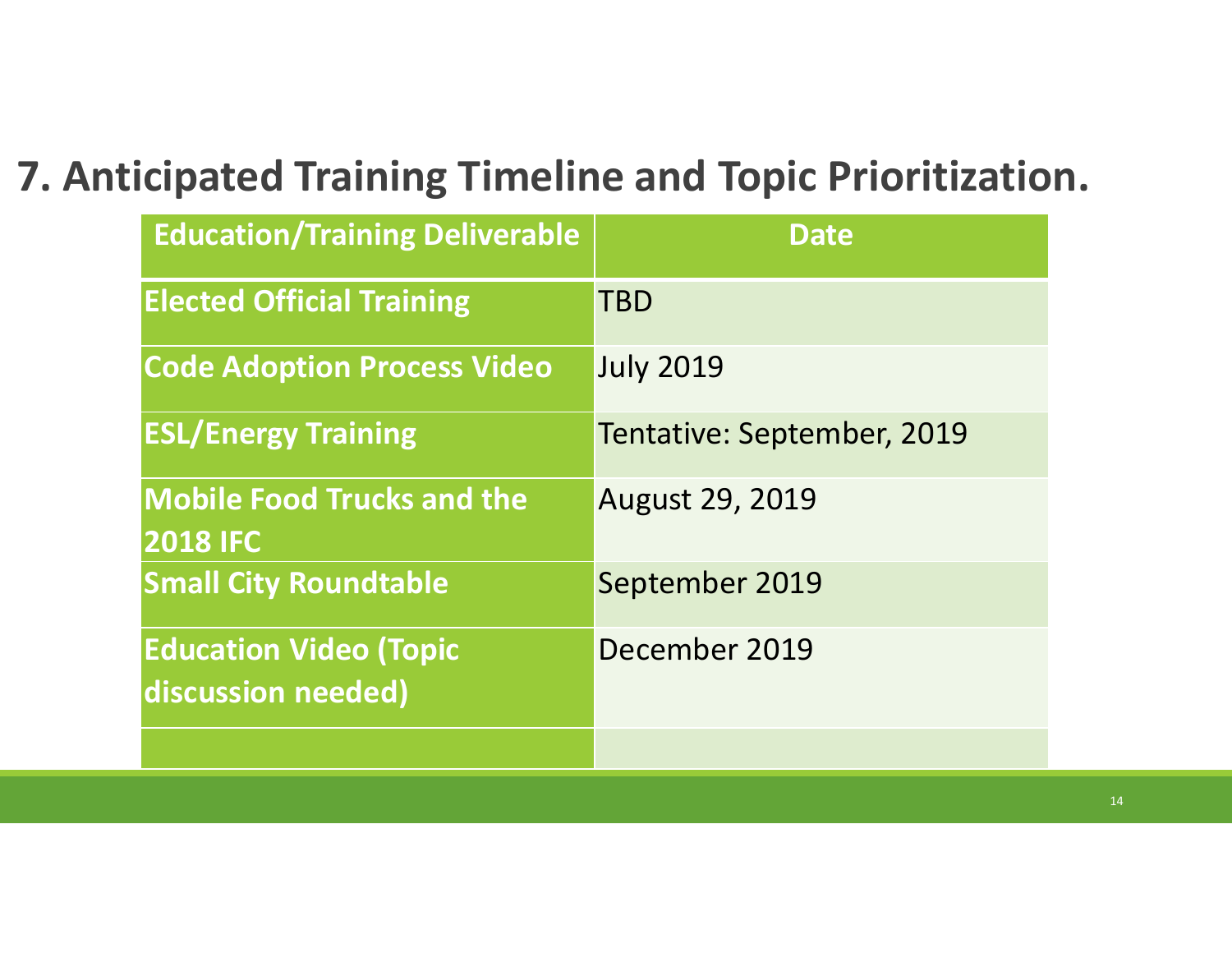# 7. Anticipated Training Timeline and Topic Prioritization.

| Education/Training Deliverable | Date |
| --- | --- |
| **Elected Official Training** | TBD |
| **Code Adoption Process Video** | July 2019 |
| **ESL/Energy Training** | Tentative: September, 2019 |
| **Mobile Food Trucks and the 2018 IFC** | August 29, 2019 |
| **Small City Roundtable** | September 2019 |
| **Education Video (Topic discussion needed)** | December 2019 |
| | |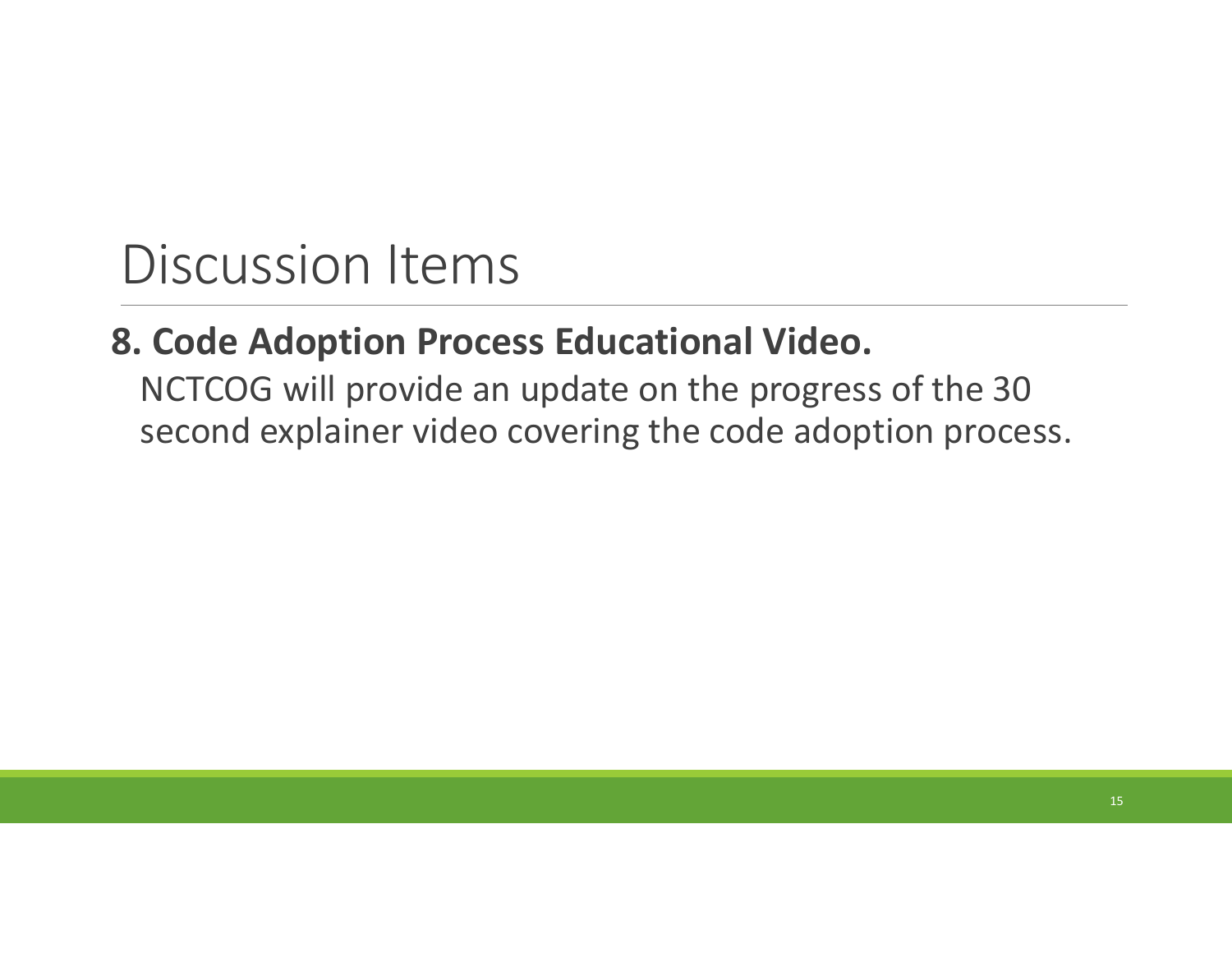# Discussion Items

**8. Code Adoption Process Educational Video.**

NCTCOG will provide an update on the progress of the 30 second explainer video covering the code adoption process.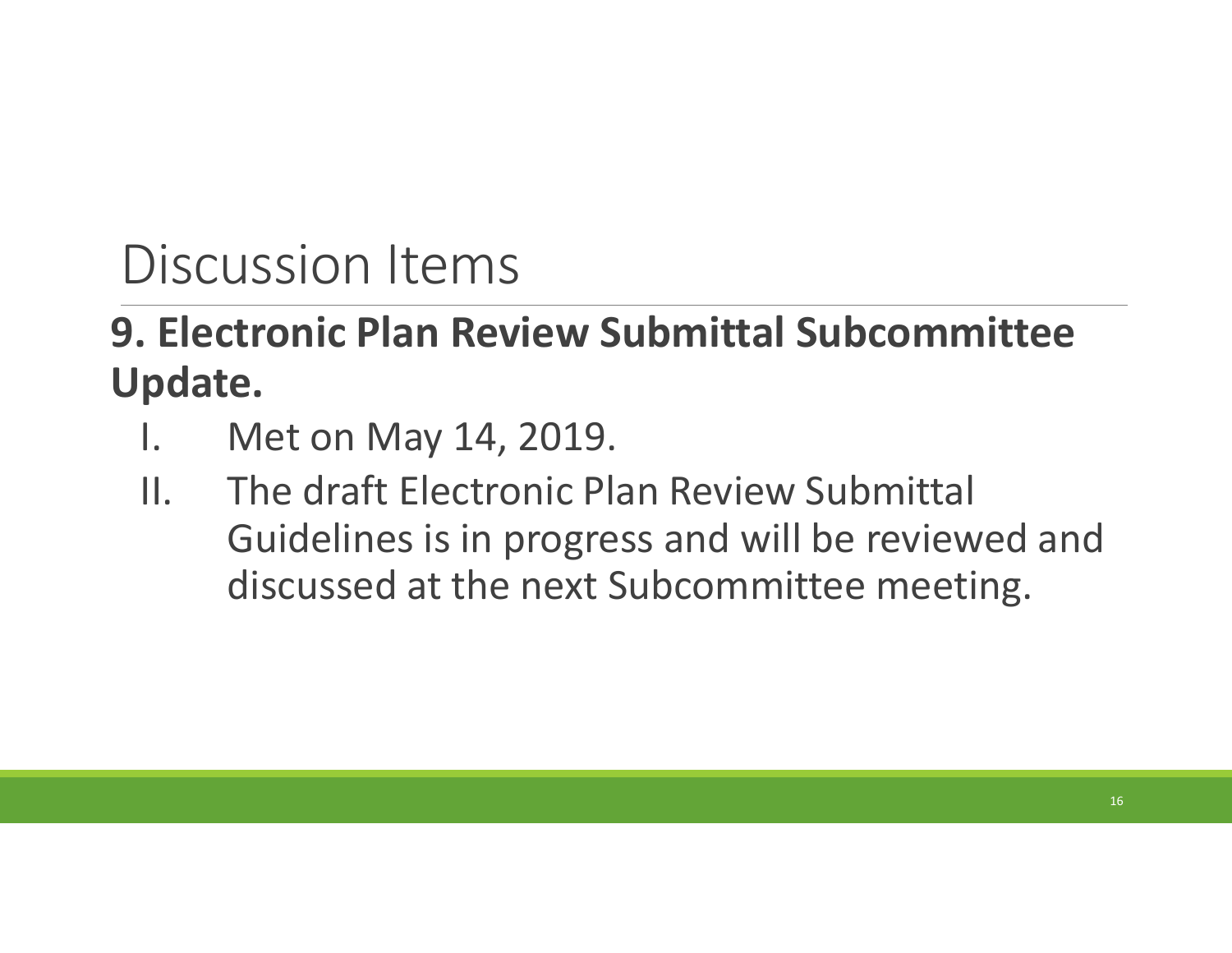# Discussion Items

**9. Electronic Plan Review Submittal Subcommittee Update.**

I. Met on May 14, 2019.

II. The draft Electronic Plan Review Submittal Guidelines is in progress and will be reviewed and discussed at the next Subcommittee meeting.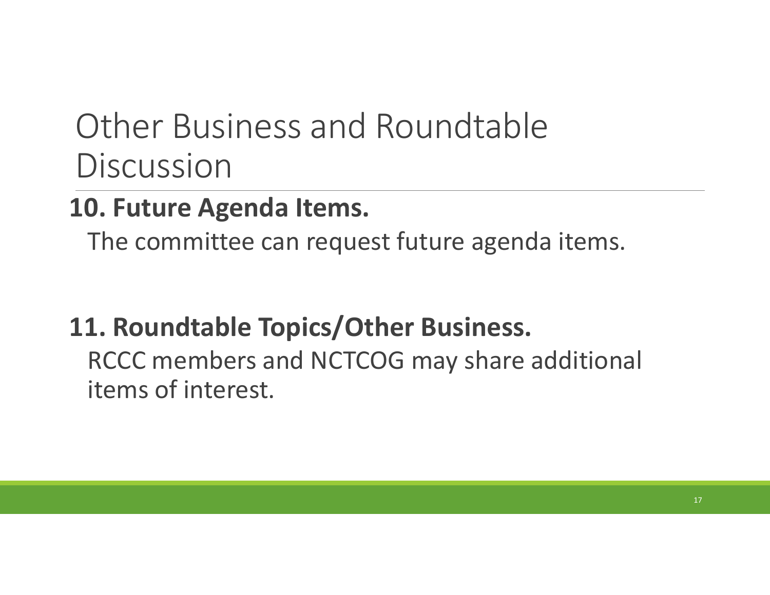# Other Business and Roundtable Discussion

**10. Future Agenda Items.**

The committee can request future agenda items.

**11. Roundtable Topics/Other Business.**

RCCC members and NCTCOG may share additional items of interest.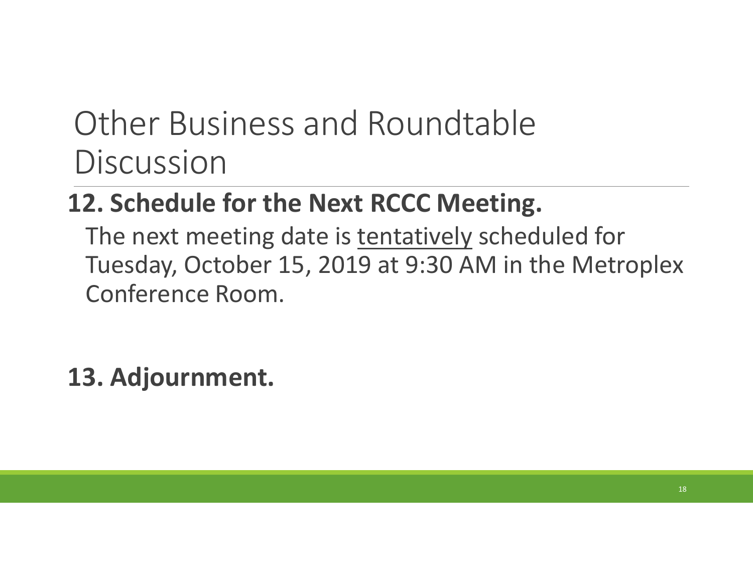# Other Business and Roundtable Discussion

**12. Schedule for the Next RCCC Meeting.**

The next meeting date is <u>tentatively</u> scheduled for Tuesday, October 15, 2019 at 9:30 AM in the Metroplex Conference Room.

**13. Adjournment.**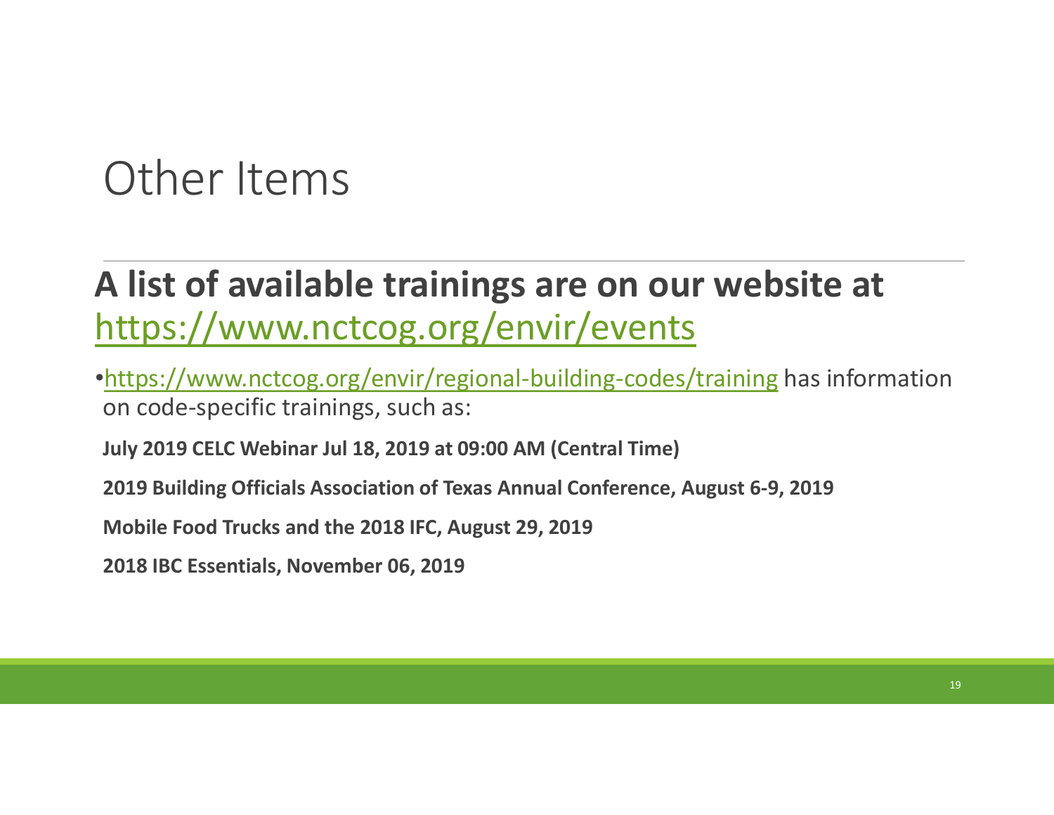# Other Items

## A list of available trainings are on our website at https://www.nctcog.org/envir/events

- https://www.nctcog.org/envir/regional-building-codes/training has information on code-specific trainings, such as:

**July 2019 CELC Webinar Jul 18, 2019 at 09:00 AM (Central Time)**

**2019 Building Officials Association of Texas Annual Conference, August 6-9, 2019**

**Mobile Food Trucks and the 2018 IFC, August 29, 2019**

**2018 IBC Essentials, November 06, 2019**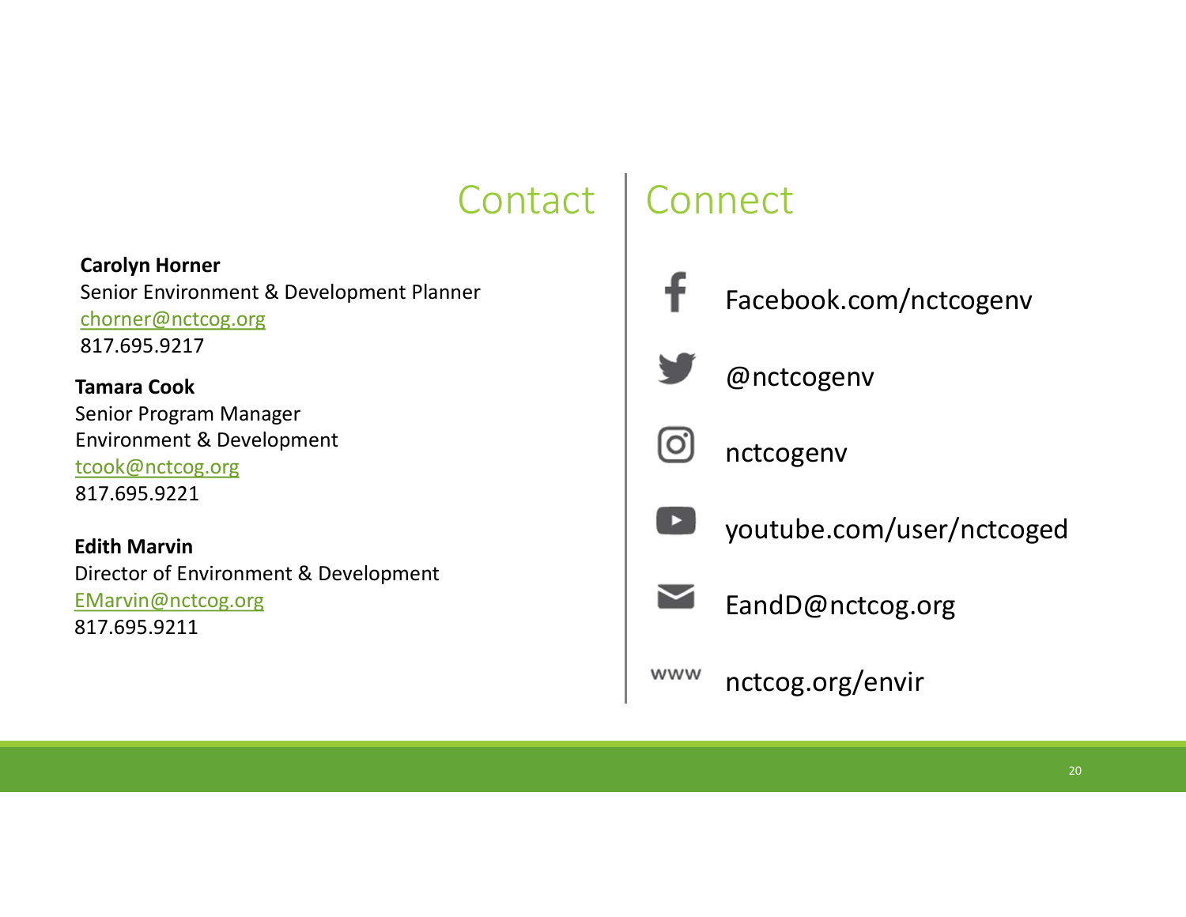## Contact

**Carolyn Horner**
Senior Environment & Development Planner
chorner@nctcog.org
817.695.9217

**Tamara Cook**
Senior Program Manager
Environment & Development
tcook@nctcog.org
817.695.9221

**Edith Marvin**
Director of Environment & Development
EMarvin@nctcog.org
817.695.9211

## Connect

Facebook.com/nctcogenv

@nctcogenv

nctcogenv

youtube.com/user/nctcoged

EandD@nctcog.org

www nctcog.org/envir